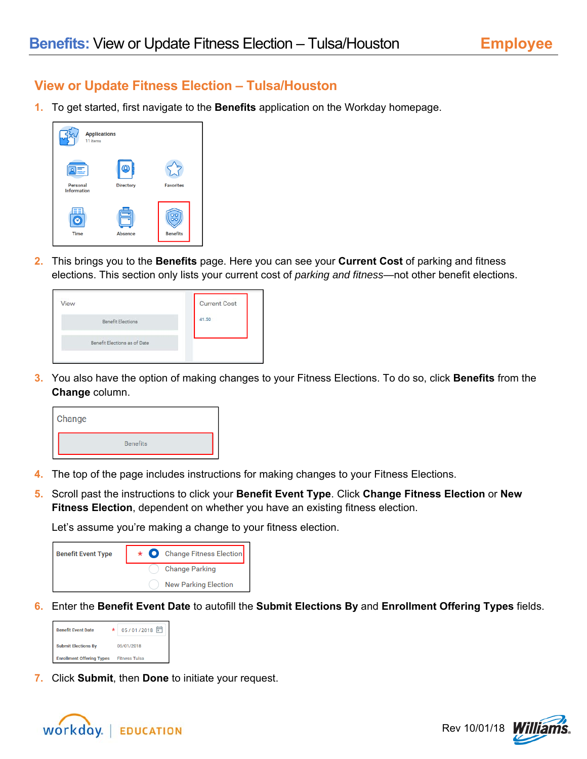# **Benefits:** View or Update Fitness Election – Tulsa/Houston

**Employee**

## View or Update Fitness Election – Tulsa/Houston

1. To get started, first navigate to the **Benefits** application on the Workday homepage.

2. This brings you to the **Benefits** page. Here you can see your **Current Cost** of parking and fitness elections. This section only lists your current cost of *parking and fitness*—not other benefit elections.

3. You also have the option of making changes to your Fitness Elections. To do so, click **Benefits** from the **Change** column.

4. The top of the page includes instructions for making changes to your Fitness Elections.

5. Scroll past the instructions to click your **Benefit Event Type**. Click **Change Fitness Election** or **New Fitness Election**, dependent on whether you have an existing fitness election.

   Let's assume you're making a change to your fitness election.

6. Enter the **Benefit Event Date** to autofill the **Submit Elections By** and **Enrollment Offering Types** fields.

7. Click **Submit**, then **Done** to initiate your request.

Rev 10/01/18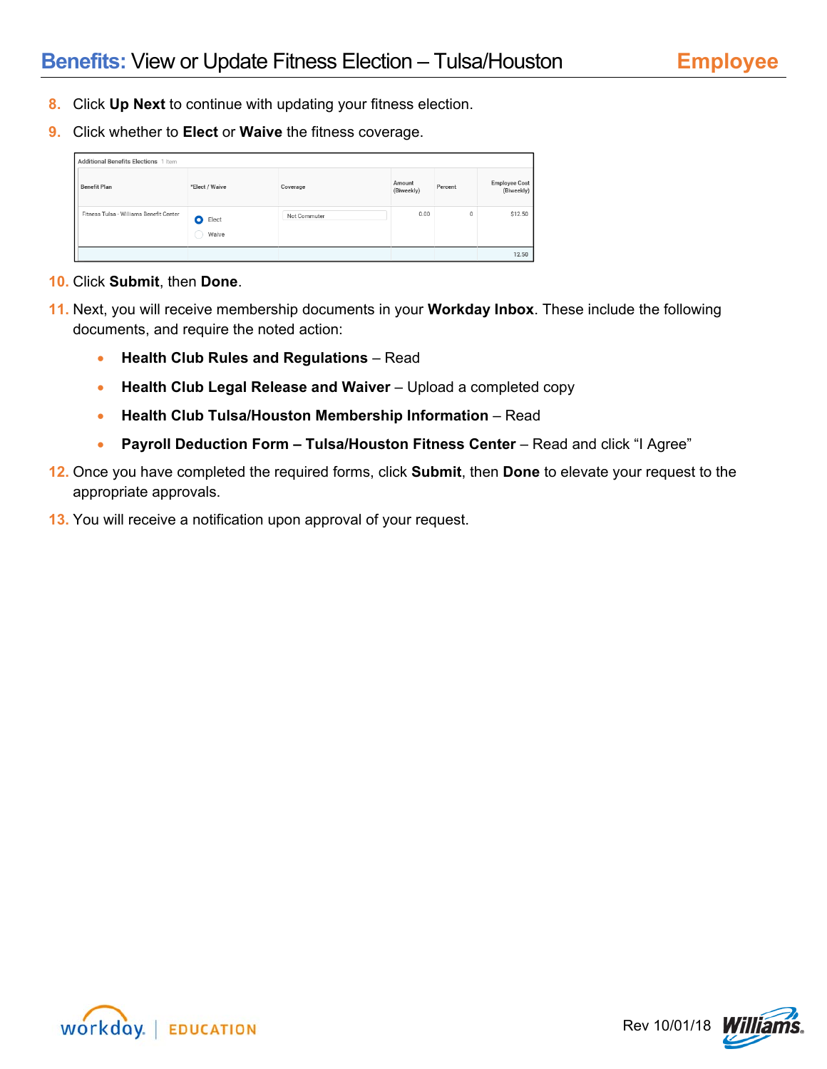8. Click **Up Next** to continue with updating your fitness election.
9. Click whether to **Elect** or **Waive** the fitness coverage.

Additional Benefits Elections 1 item

| Benefit Plan | *Elect / Waive | Coverage | Amount (Biweekly) | Percent | Employee Cost (Biweekly) |
|---|---|---|---|---|---|
| Fitness Tulsa - Williams Benefit Center | Elect / Waive | Not Commuter | 0.00 | 0 | $12.50 |
| | | | | | 12.50 |

10. Click **Submit**, then **Done**.
11. Next, you will receive membership documents in your **Workday Inbox**. These include the following documents, and require the noted action:
    - **Health Club Rules and Regulations** – Read
    - **Health Club Legal Release and Waiver** – Upload a completed copy
    - **Health Club Tulsa/Houston Membership Information** – Read
    - **Payroll Deduction Form – Tulsa/Houston Fitness Center** – Read and click "I Agree"
12. Once you have completed the required forms, click **Submit**, then **Done** to elevate your request to the appropriate approvals.
13. You will receive a notification upon approval of your request.